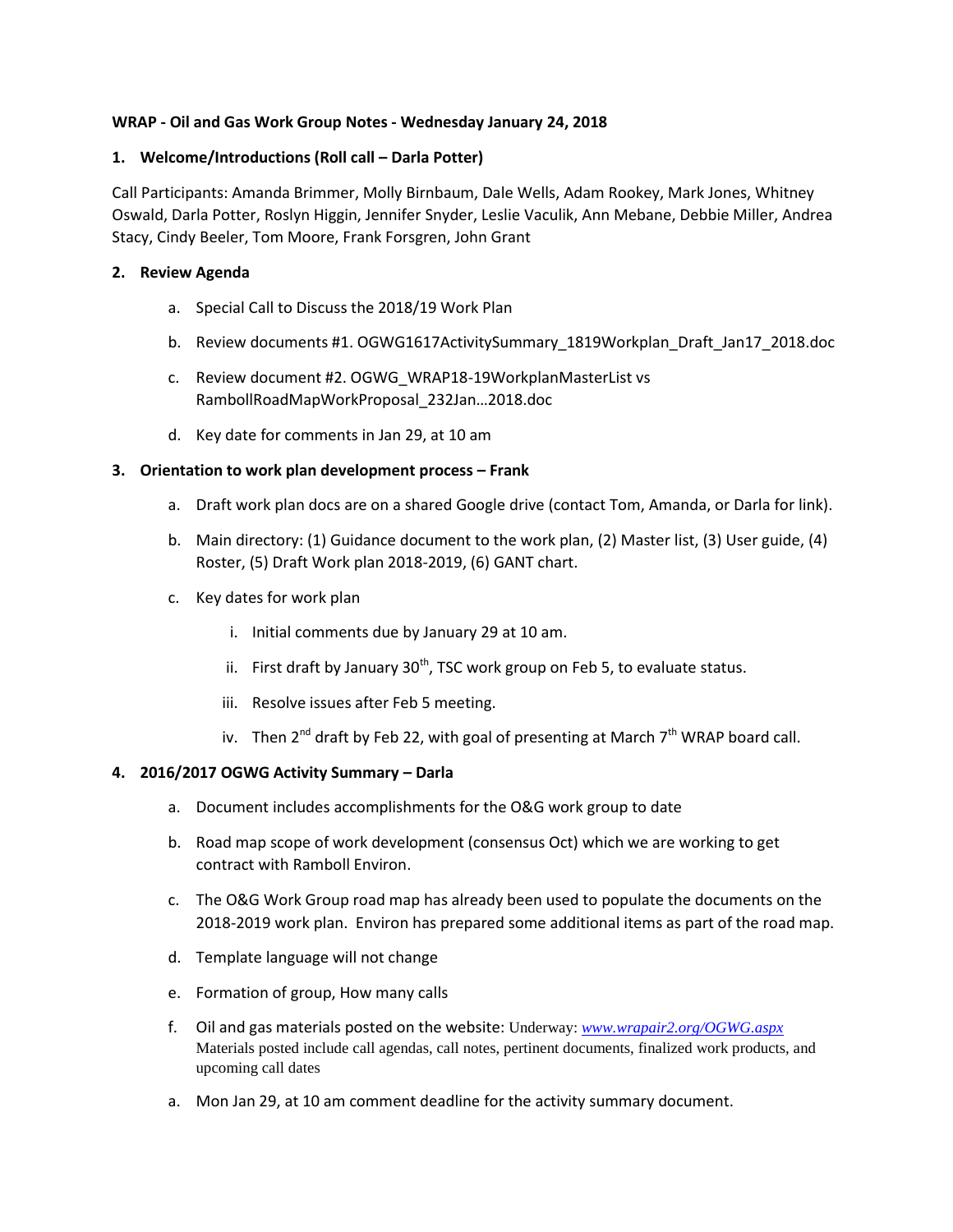**WRAP - Oil and Gas Work Group Notes - Wednesday January 24, 2018**

**1. Welcome/Introductions (Roll call – Darla Potter)**

Call Participants: Amanda Brimmer, Molly Birnbaum, Dale Wells, Adam Rookey, Mark Jones, Whitney Oswald, Darla Potter, Roslyn Higgin, Jennifer Snyder, Leslie Vaculik, Ann Mebane, Debbie Miller, Andrea Stacy, Cindy Beeler, Tom Moore, Frank Forsgren, John Grant

**2. Review Agenda**

a. Special Call to Discuss the 2018/19 Work Plan

b. Review documents #1. OGWG1617ActivitySummary_1819Workplan_Draft_Jan17_2018.doc

c. Review document #2. OGWG_WRAP18-19WorkplanMasterList vs RambollRoadMapWorkProposal_232Jan…2018.doc

d. Key date for comments in Jan 29, at 10 am

**3. Orientation to work plan development process – Frank**

a. Draft work plan docs are on a shared Google drive (contact Tom, Amanda, or Darla for link).

b. Main directory: (1) Guidance document to the work plan, (2) Master list, (3) User guide, (4) Roster, (5) Draft Work plan 2018-2019, (6) GANT chart.

c. Key dates for work plan

i. Initial comments due by January 29 at 10 am.

ii. First draft by January 30th, TSC work group on Feb 5, to evaluate status.

iii. Resolve issues after Feb 5 meeting.

iv. Then 2nd draft by Feb 22, with goal of presenting at March 7th WRAP board call.

**4. 2016/2017 OGWG Activity Summary – Darla**

a. Document includes accomplishments for the O&G work group to date

b. Road map scope of work development (consensus Oct) which we are working to get contract with Ramboll Environ.

c. The O&G Work Group road map has already been used to populate the documents on the 2018-2019 work plan. Environ has prepared some additional items as part of the road map.

d. Template language will not change

e. Formation of group, How many calls

f. Oil and gas materials posted on the website: Underway: *www.wrapair2.org/OGWG.aspx* Materials posted include call agendas, call notes, pertinent documents, finalized work products, and upcoming call dates

a. Mon Jan 29, at 10 am comment deadline for the activity summary document.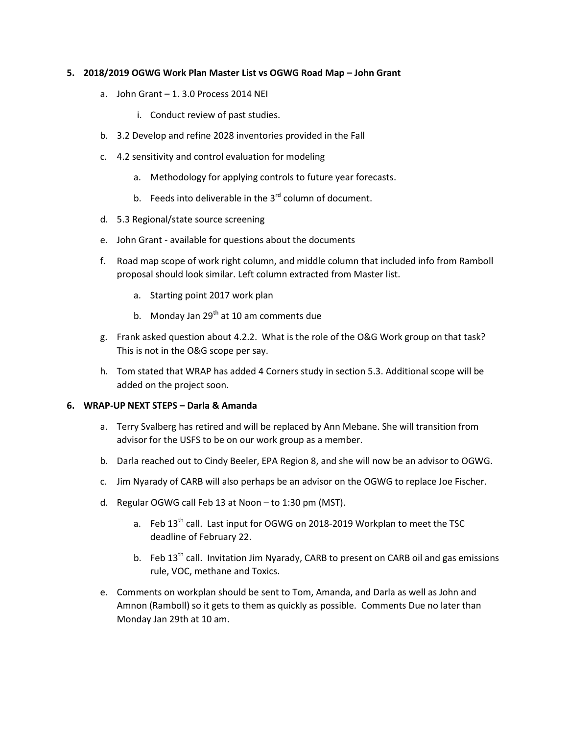**5. 2018/2019 OGWG Work Plan Master List vs OGWG Road Map – John Grant**

a. John Grant – 1. 3.0 Process 2014 NEI

   i. Conduct review of past studies.

b. 3.2 Develop and refine 2028 inventories provided in the Fall

c. 4.2 sensitivity and control evaluation for modeling

   a. Methodology for applying controls to future year forecasts.

   b. Feeds into deliverable in the 3rd column of document.

d. 5.3 Regional/state source screening

e. John Grant - available for questions about the documents

f. Road map scope of work right column, and middle column that included info from Ramboll proposal should look similar. Left column extracted from Master list.

   a. Starting point 2017 work plan

   b. Monday Jan 29th at 10 am comments due

g. Frank asked question about 4.2.2. What is the role of the O&G Work group on that task? This is not in the O&G scope per say.

h. Tom stated that WRAP has added 4 Corners study in section 5.3. Additional scope will be added on the project soon.

**6. WRAP-UP NEXT STEPS – Darla & Amanda**

a. Terry Svalberg has retired and will be replaced by Ann Mebane. She will transition from advisor for the USFS to be on our work group as a member.

b. Darla reached out to Cindy Beeler, EPA Region 8, and she will now be an advisor to OGWG.

c. Jim Nyarady of CARB will also perhaps be an advisor on the OGWG to replace Joe Fischer.

d. Regular OGWG call Feb 13 at Noon – to 1:30 pm (MST).

   a. Feb 13th call. Last input for OGWG on 2018-2019 Workplan to meet the TSC deadline of February 22.

   b. Feb 13th call. Invitation Jim Nyarady, CARB to present on CARB oil and gas emissions rule, VOC, methane and Toxics.

e. Comments on workplan should be sent to Tom, Amanda, and Darla as well as John and Amnon (Ramboll) so it gets to them as quickly as possible. Comments Due no later than Monday Jan 29th at 10 am.